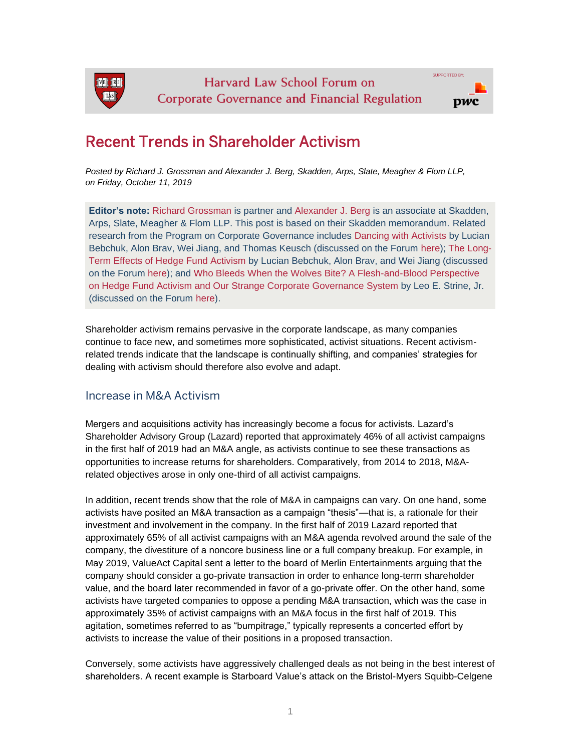Harvard Law School Forum on Corporate Governance and Financial Regulation

# Recent Trends in Shareholder Activism

*Posted by Richard J. Grossman and Alexander J. Berg, Skadden, Arps, Slate, Meagher & Flom LLP, on Friday, October 11, 2019*

**Editor's note:** Richard Grossman is partner and Alexander J. Berg is an associate at Skadden, Arps, Slate, Meagher & Flom LLP. This post is based on their Skadden memorandum. Related research from the Program on Corporate Governance includes Dancing with Activists by Lucian Bebchuk, Alon Brav, Wei Jiang, and Thomas Keusch (discussed on the Forum here); The Long-Term Effects of Hedge Fund Activism by Lucian Bebchuk, Alon Brav, and Wei Jiang (discussed on the Forum here); and Who Bleeds When the Wolves Bite? A Flesh-and-Blood Perspective on Hedge Fund Activism and Our Strange Corporate Governance System by Leo E. Strine, Jr. (discussed on the Forum here).

Shareholder activism remains pervasive in the corporate landscape, as many companies continue to face new, and sometimes more sophisticated, activist situations. Recent activism-related trends indicate that the landscape is continually shifting, and companies' strategies for dealing with activism should therefore also evolve and adapt.

## Increase in M&A Activism

Mergers and acquisitions activity has increasingly become a focus for activists. Lazard's Shareholder Advisory Group (Lazard) reported that approximately 46% of all activist campaigns in the first half of 2019 had an M&A angle, as activists continue to see these transactions as opportunities to increase returns for shareholders. Comparatively, from 2014 to 2018, M&A-related objectives arose in only one-third of all activist campaigns.

In addition, recent trends show that the role of M&A in campaigns can vary. On one hand, some activists have posited an M&A transaction as a campaign "thesis"—that is, a rationale for their investment and involvement in the company. In the first half of 2019 Lazard reported that approximately 65% of all activist campaigns with an M&A agenda revolved around the sale of the company, the divestiture of a noncore business line or a full company breakup. For example, in May 2019, ValueAct Capital sent a letter to the board of Merlin Entertainments arguing that the company should consider a go-private transaction in order to enhance long-term shareholder value, and the board later recommended in favor of a go-private offer. On the other hand, some activists have targeted companies to oppose a pending M&A transaction, which was the case in approximately 35% of activist campaigns with an M&A focus in the first half of 2019. This agitation, sometimes referred to as "bumpitrage," typically represents a concerted effort by activists to increase the value of their positions in a proposed transaction.

Conversely, some activists have aggressively challenged deals as not being in the best interest of shareholders. A recent example is Starboard Value's attack on the Bristol-Myers Squibb-Celgene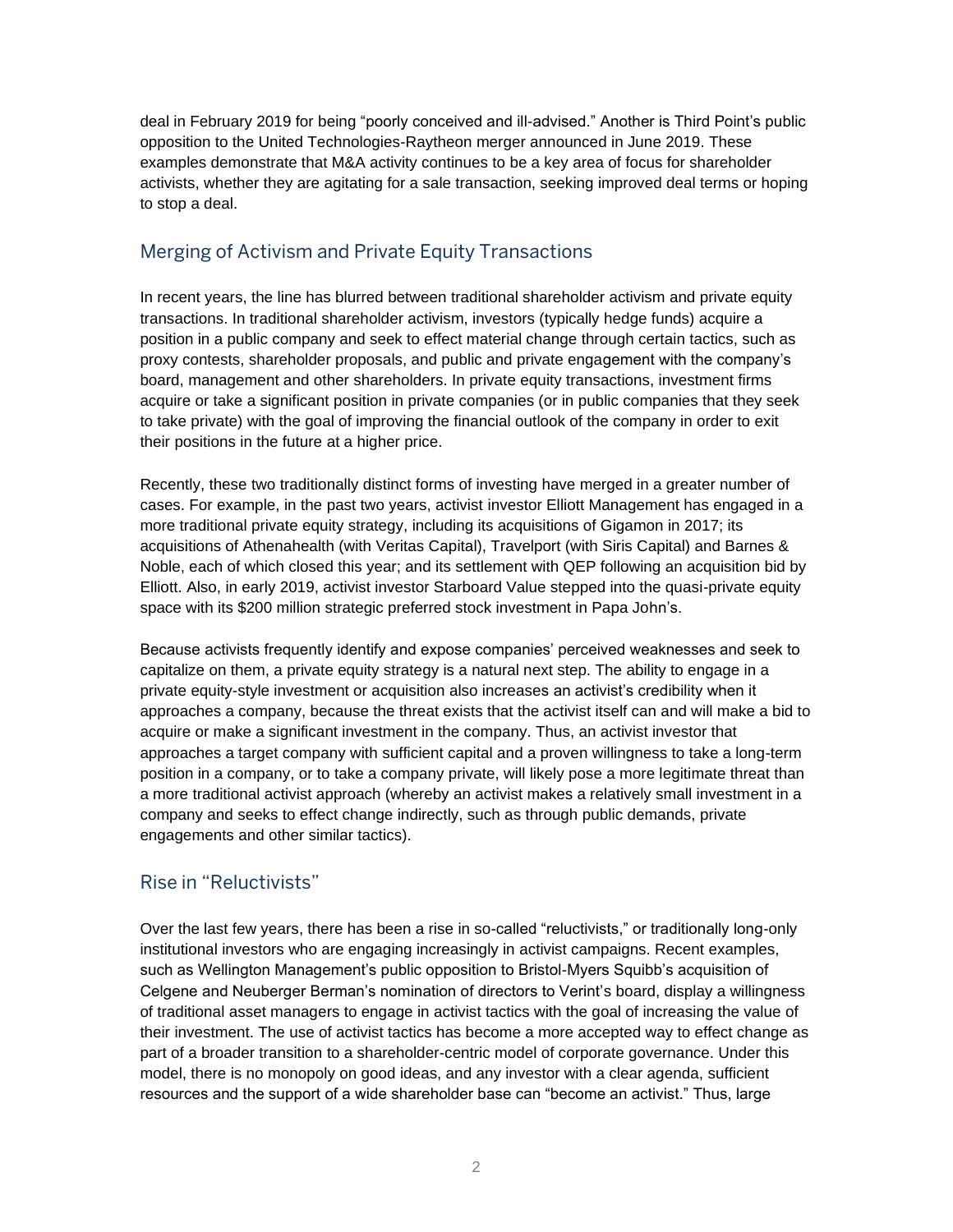deal in February 2019 for being "poorly conceived and ill-advised." Another is Third Point's public opposition to the United Technologies-Raytheon merger announced in June 2019. These examples demonstrate that M&A activity continues to be a key area of focus for shareholder activists, whether they are agitating for a sale transaction, seeking improved deal terms or hoping to stop a deal.

## Merging of Activism and Private Equity Transactions

In recent years, the line has blurred between traditional shareholder activism and private equity transactions. In traditional shareholder activism, investors (typically hedge funds) acquire a position in a public company and seek to effect material change through certain tactics, such as proxy contests, shareholder proposals, and public and private engagement with the company's board, management and other shareholders. In private equity transactions, investment firms acquire or take a significant position in private companies (or in public companies that they seek to take private) with the goal of improving the financial outlook of the company in order to exit their positions in the future at a higher price.

Recently, these two traditionally distinct forms of investing have merged in a greater number of cases. For example, in the past two years, activist investor Elliott Management has engaged in a more traditional private equity strategy, including its acquisitions of Gigamon in 2017; its acquisitions of Athenahealth (with Veritas Capital), Travelport (with Siris Capital) and Barnes & Noble, each of which closed this year; and its settlement with QEP following an acquisition bid by Elliott. Also, in early 2019, activist investor Starboard Value stepped into the quasi-private equity space with its $200 million strategic preferred stock investment in Papa John's.

Because activists frequently identify and expose companies' perceived weaknesses and seek to capitalize on them, a private equity strategy is a natural next step. The ability to engage in a private equity-style investment or acquisition also increases an activist's credibility when it approaches a company, because the threat exists that the activist itself can and will make a bid to acquire or make a significant investment in the company. Thus, an activist investor that approaches a target company with sufficient capital and a proven willingness to take a long-term position in a company, or to take a company private, will likely pose a more legitimate threat than a more traditional activist approach (whereby an activist makes a relatively small investment in a company and seeks to effect change indirectly, such as through public demands, private engagements and other similar tactics).

## Rise in "Reluctivists"

Over the last few years, there has been a rise in so-called "reluctivists," or traditionally long-only institutional investors who are engaging increasingly in activist campaigns. Recent examples, such as Wellington Management's public opposition to Bristol-Myers Squibb's acquisition of Celgene and Neuberger Berman's nomination of directors to Verint's board, display a willingness of traditional asset managers to engage in activist tactics with the goal of increasing the value of their investment. The use of activist tactics has become a more accepted way to effect change as part of a broader transition to a shareholder-centric model of corporate governance. Under this model, there is no monopoly on good ideas, and any investor with a clear agenda, sufficient resources and the support of a wide shareholder base can "become an activist." Thus, large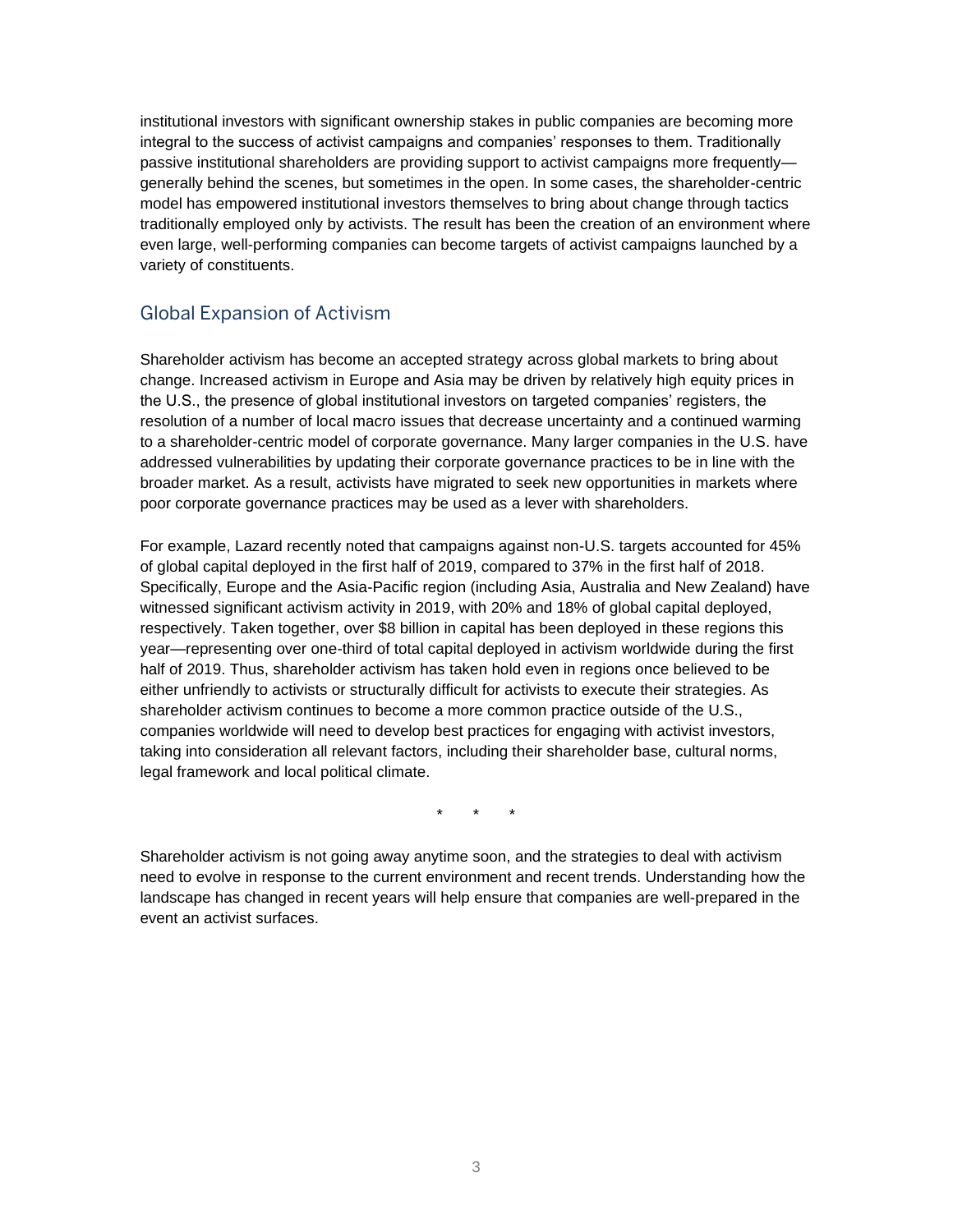institutional investors with significant ownership stakes in public companies are becoming more integral to the success of activist campaigns and companies' responses to them. Traditionally passive institutional shareholders are providing support to activist campaigns more frequently—generally behind the scenes, but sometimes in the open. In some cases, the shareholder-centric model has empowered institutional investors themselves to bring about change through tactics traditionally employed only by activists. The result has been the creation of an environment where even large, well-performing companies can become targets of activist campaigns launched by a variety of constituents.

## Global Expansion of Activism

Shareholder activism has become an accepted strategy across global markets to bring about change. Increased activism in Europe and Asia may be driven by relatively high equity prices in the U.S., the presence of global institutional investors on targeted companies' registers, the resolution of a number of local macro issues that decrease uncertainty and a continued warming to a shareholder-centric model of corporate governance. Many larger companies in the U.S. have addressed vulnerabilities by updating their corporate governance practices to be in line with the broader market. As a result, activists have migrated to seek new opportunities in markets where poor corporate governance practices may be used as a lever with shareholders.

For example, Lazard recently noted that campaigns against non-U.S. targets accounted for 45% of global capital deployed in the first half of 2019, compared to 37% in the first half of 2018. Specifically, Europe and the Asia-Pacific region (including Asia, Australia and New Zealand) have witnessed significant activism activity in 2019, with 20% and 18% of global capital deployed, respectively. Taken together, over $8 billion in capital has been deployed in these regions this year—representing over one-third of total capital deployed in activism worldwide during the first half of 2019. Thus, shareholder activism has taken hold even in regions once believed to be either unfriendly to activists or structurally difficult for activists to execute their strategies. As shareholder activism continues to become a more common practice outside of the U.S., companies worldwide will need to develop best practices for engaging with activist investors, taking into consideration all relevant factors, including their shareholder base, cultural norms, legal framework and local political climate.

\* \* \*

Shareholder activism is not going away anytime soon, and the strategies to deal with activism need to evolve in response to the current environment and recent trends. Understanding how the landscape has changed in recent years will help ensure that companies are well-prepared in the event an activist surfaces.